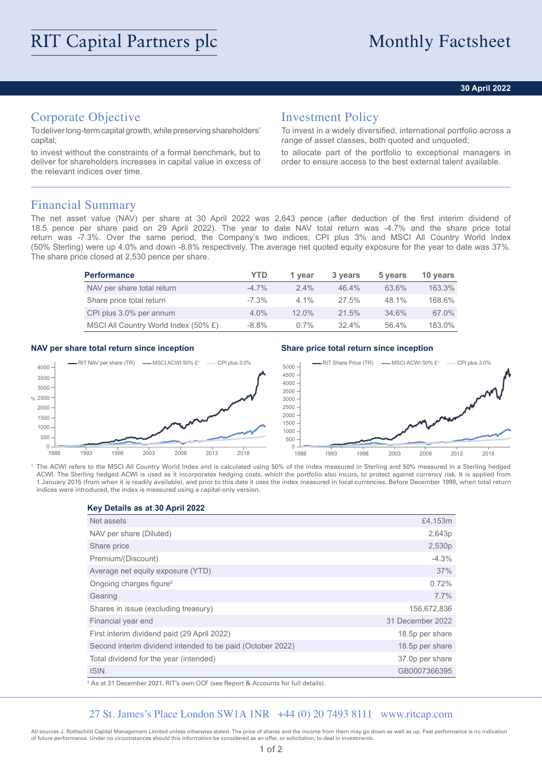# RIT Capital Partners plc

# Monthly Factsheet

**30 April 2022**

## Corporate Objective

To deliver long-term capital growth, while preserving shareholders' capital;

to invest without the constraints of a formal benchmark, but to deliver for shareholders increases in capital value in excess of the relevant indices over time.

## Investment Policy

To invest in a widely diversified, international portfolio across a range of asset classes, both quoted and unquoted;

to allocate part of the portfolio to exceptional managers in order to ensure access to the best external talent available.

## Financial Summary

The net asset value (NAV) per share at 30 April 2022 was 2,643 pence (after deduction of the first interim dividend of 18.5 pence per share paid on 29 April 2022). The year to date NAV total return was -4.7% and the share price total return was -7.3%. Over the same period, the Company's two indices; CPI plus 3% and MSCI All Country World Index (50% Sterling) were up 4.0% and down -8.8% respectively. The average net quoted equity exposure for the year to date was 37%. The share price closed at 2,530 pence per share.

| Performance | YTD | 1 year | 3 years | 5 years | 10 years |
|---|---|---|---|---|---|
| NAV per share total return | -4.7% | 2.4% | 46.4% | 63.6% | 163.3% |
| Share price total return | -7.3% | 4.1% | 27.5% | 48.1% | 168.6% |
| CPI plus 3.0% per annum | 4.0% | 12.0% | 21.5% | 34.6% | 67.0% |
| MSCI All Country World Index (50% £) | -8.8% | 0.7% | 32.4% | 56.4% | 183.0% |

**NAV per share total return since inception**

**Share price total return since inception**

[1] The ACWI refers to the MSCI All Country World Index and is calculated using 50% of the index measured in Sterling and 50% measured in a Sterling hedged ACWI. The Sterling hedged ACWI is used as it incorporates hedging costs, which the portfolio also incurs, to protect against currency risk. It is applied from 1 January 2015 (from when it is readily available), and prior to this date it uses the index measured in local currencies. Before December 1998, when total return indices were introduced, the index is measured using a capital-only version.

| Key Details as at 30 April 2022 | |
|---|---|
| Net assets | £4,153m |
| NAV per share (Diluted) | 2,643p |
| Share price | 2,530p |
| Premium/(Discount) | -4.3% |
| Average net equity exposure (YTD) | 37% |
| Ongoing charges figure[2] | 0.72% |
| Gearing | 7.7% |
| Shares in issue (excluding treasury) | 156,672,836 |
| Financial year end | 31 December 2022 |
| First interim dividend paid (29 April 2022) | 18.5p per share |
| Second interim dividend intended to be paid (October 2022) | 18.5p per share |
| Total dividend for the year (intended) | 37.0p per share |
| ISIN | GB0007366395 |

[2] As at 31 December 2021. RIT's own OCF (see Report & Accounts for full details).

27 St. James's Place London SW1A 1NR +44 (0) 20 7493 8111 www.ritcap.com

All sources J. Rothschild Capital Management Limited unless otherwise stated. The price of shares and the income from them may go down as well as up. Past performance is no indication of future performance. Under no circumstances should this information be considered as an offer, or solicitation, to deal in investments.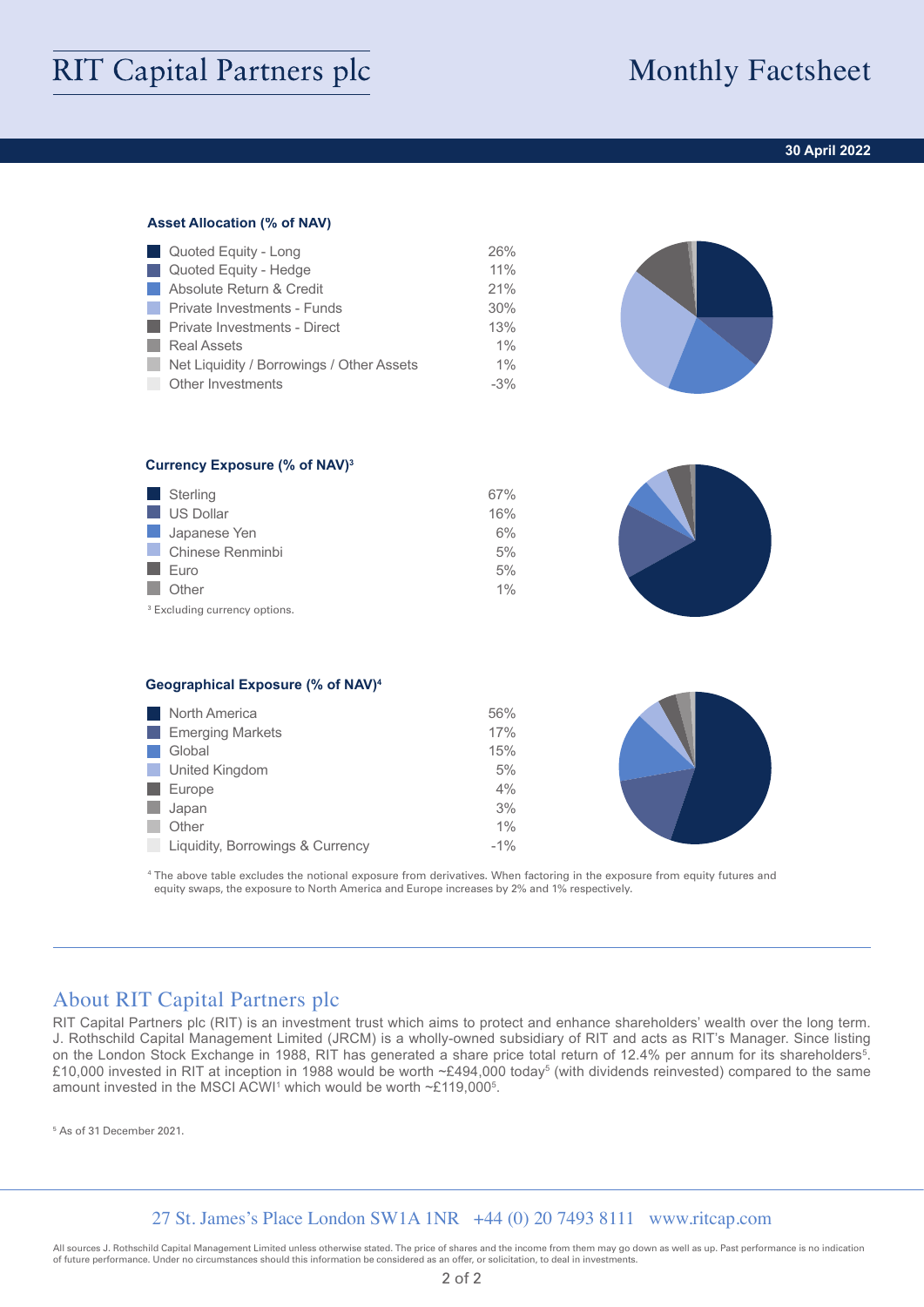# RIT Capital Partners plc

# Monthly Factsheet

**30 April 2022**

### Asset Allocation (% of NAV)

| | |
|---|---|
| Quoted Equity - Long | 26% |
| Quoted Equity - Hedge | 11% |
| Absolute Return & Credit | 21% |
| Private Investments - Funds | 30% |
| Private Investments - Direct | 13% |
| Real Assets | 1% |
| Net Liquidity / Borrowings / Other Assets | 1% |
| Other Investments | -3% |

### Currency Exposure (% of NAV)[3]

| | |
|---|---|
| Sterling | 67% |
| US Dollar | 16% |
| Japanese Yen | 6% |
| Chinese Renminbi | 5% |
| Euro | 5% |
| Other | 1% |

[3] Excluding currency options.

### Geographical Exposure (% of NAV)[4]

| | |
|---|---|
| North America | 56% |
| Emerging Markets | 17% |
| Global | 15% |
| United Kingdom | 5% |
| Europe | 4% |
| Japan | 3% |
| Other | 1% |
| Liquidity, Borrowings & Currency | -1% |

[4] The above table excludes the notional exposure from derivatives. When factoring in the exposure from equity futures and equity swaps, the exposure to North America and Europe increases by 2% and 1% respectively.

## About RIT Capital Partners plc

RIT Capital Partners plc (RIT) is an investment trust which aims to protect and enhance shareholders' wealth over the long term. J. Rothschild Capital Management Limited (JRCM) is a wholly-owned subsidiary of RIT and acts as RIT's Manager. Since listing on the London Stock Exchange in 1988, RIT has generated a share price total return of 12.4% per annum for its shareholders[5]. £10,000 invested in RIT at inception in 1988 would be worth ~£494,000 today[5] (with dividends reinvested) compared to the same amount invested in the MSCI ACWI[1] which would be worth ~£119,000[5].

[5] As of 31 December 2021.

27 St. James's Place London SW1A 1NR +44 (0) 20 7493 8111 www.ritcap.com

All sources J. Rothschild Capital Management Limited unless otherwise stated. The price of shares and the income from them may go down as well as up. Past performance is no indication of future performance. Under no circumstances should this information be considered as an offer, or solicitation, to deal in investments.